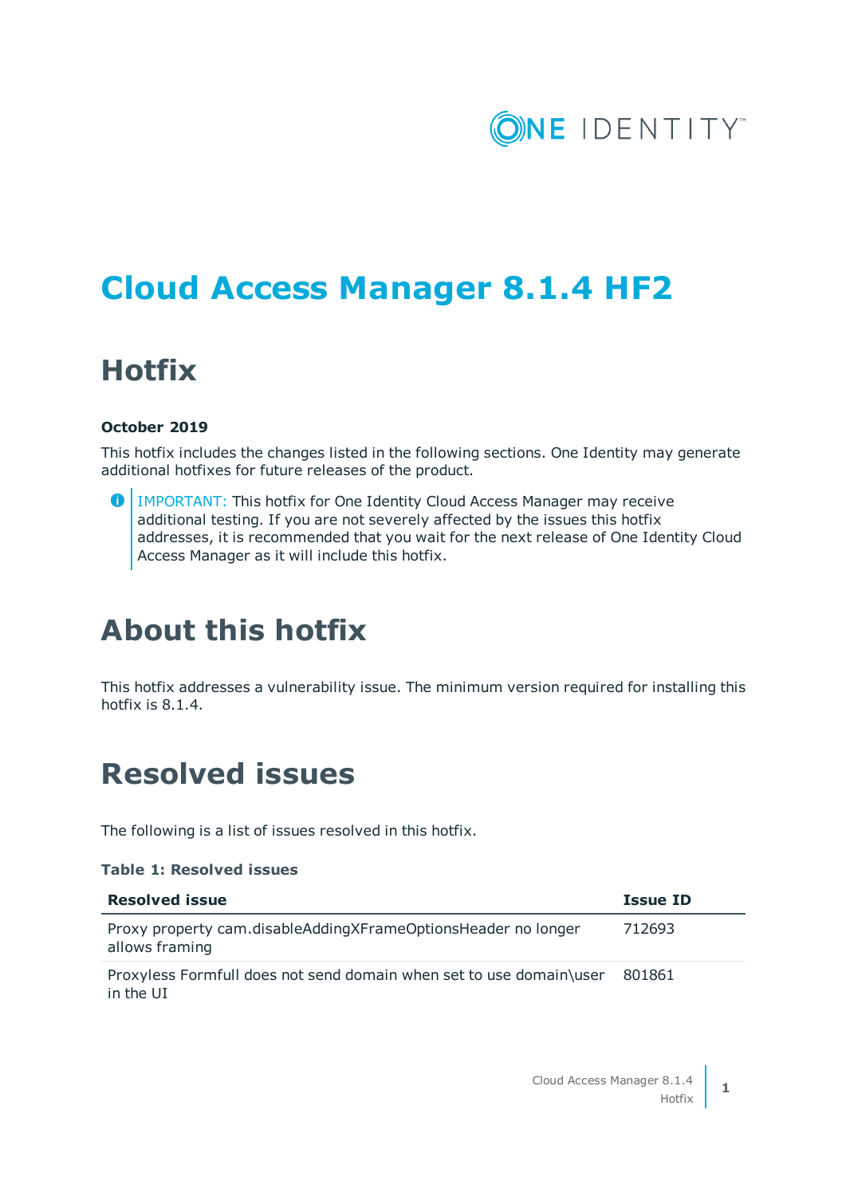# Cloud Access Manager 8.1.4 HF2

## Hotfix

**October 2019**

This hotfix includes the changes listed in the following sections. One Identity may generate additional hotfixes for future releases of the product.

> IMPORTANT: This hotfix for One Identity Cloud Access Manager may receive additional testing. If you are not severely affected by the issues this hotfix addresses, it is recommended that you wait for the next release of One Identity Cloud Access Manager as it will include this hotfix.

# About this hotfix

This hotfix addresses a vulnerability issue. The minimum version required for installing this hotfix is 8.1.4.

# Resolved issues

The following is a list of issues resolved in this hotfix.

**Table 1: Resolved issues**

| Resolved issue | Issue ID |
| --- | --- |
| Proxy property cam.disableAddingXFrameOptionsHeader no longer allows framing | 712693 |
| Proxyless Formfull does not send domain when set to use domain\user in the UI | 801861 |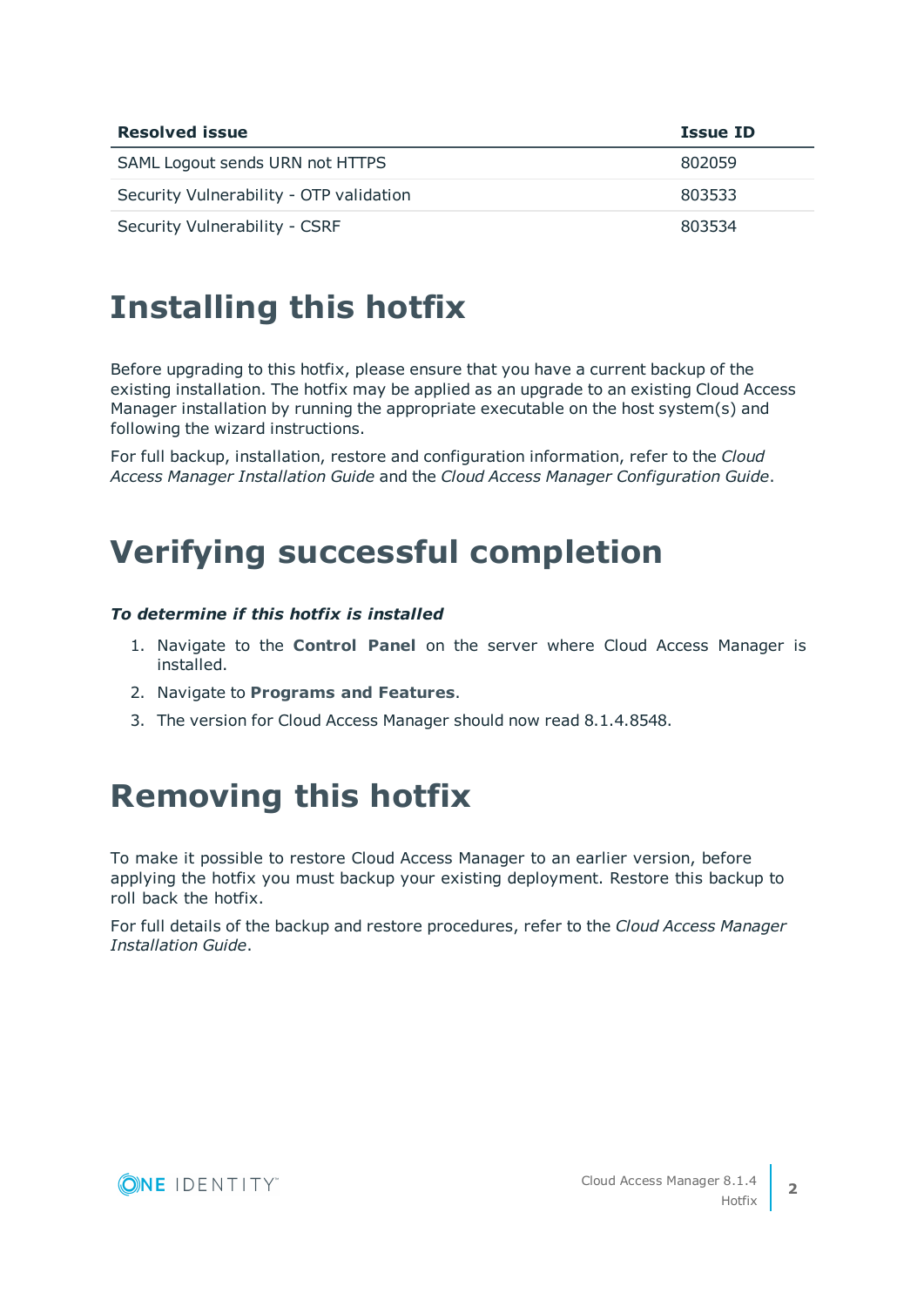| Resolved issue | Issue ID |
| --- | --- |
| SAML Logout sends URN not HTTPS | 802059 |
| Security Vulnerability - OTP validation | 803533 |
| Security Vulnerability - CSRF | 803534 |

# Installing this hotfix

Before upgrading to this hotfix, please ensure that you have a current backup of the existing installation. The hotfix may be applied as an upgrade to an existing Cloud Access Manager installation by running the appropriate executable on the host system(s) and following the wizard instructions.

For full backup, installation, restore and configuration information, refer to the *Cloud Access Manager Installation Guide* and the *Cloud Access Manager Configuration Guide*.

# Verifying successful completion

***To determine if this hotfix is installed***

1. Navigate to the **Control Panel** on the server where Cloud Access Manager is installed.
2. Navigate to **Programs and Features**.
3. The version for Cloud Access Manager should now read 8.1.4.8548.

# Removing this hotfix

To make it possible to restore Cloud Access Manager to an earlier version, before applying the hotfix you must backup your existing deployment. Restore this backup to roll back the hotfix.

For full details of the backup and restore procedures, refer to the *Cloud Access Manager Installation Guide*.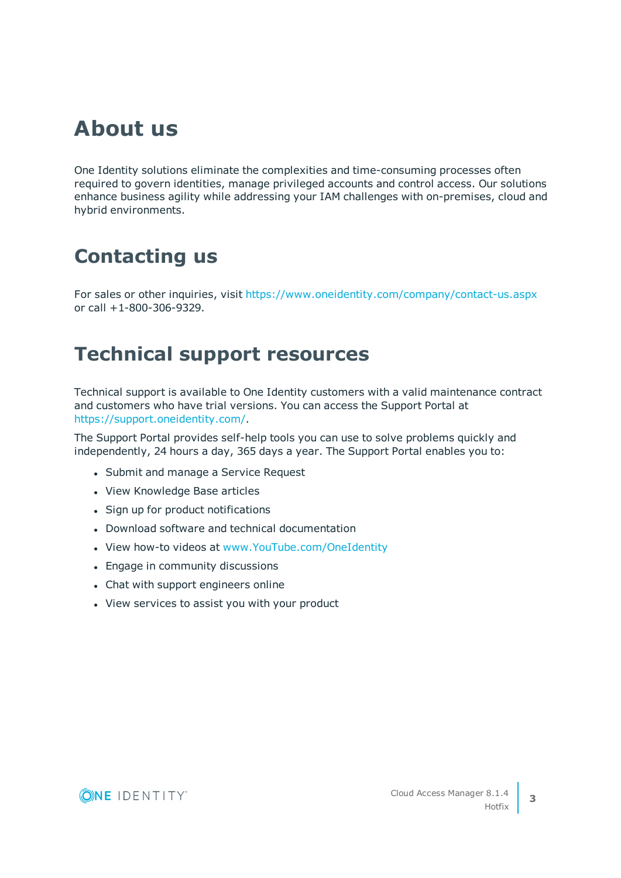# About us

One Identity solutions eliminate the complexities and time-consuming processes often required to govern identities, manage privileged accounts and control access. Our solutions enhance business agility while addressing your IAM challenges with on-premises, cloud and hybrid environments.

# Contacting us

For sales or other inquiries, visit https://www.oneidentity.com/company/contact-us.aspx or call +1-800-306-9329.

# Technical support resources

Technical support is available to One Identity customers with a valid maintenance contract and customers who have trial versions. You can access the Support Portal at https://support.oneidentity.com/.

The Support Portal provides self-help tools you can use to solve problems quickly and independently, 24 hours a day, 365 days a year. The Support Portal enables you to:

- Submit and manage a Service Request
- View Knowledge Base articles
- Sign up for product notifications
- Download software and technical documentation
- View how-to videos at www.YouTube.com/OneIdentity
- Engage in community discussions
- Chat with support engineers online
- View services to assist you with your product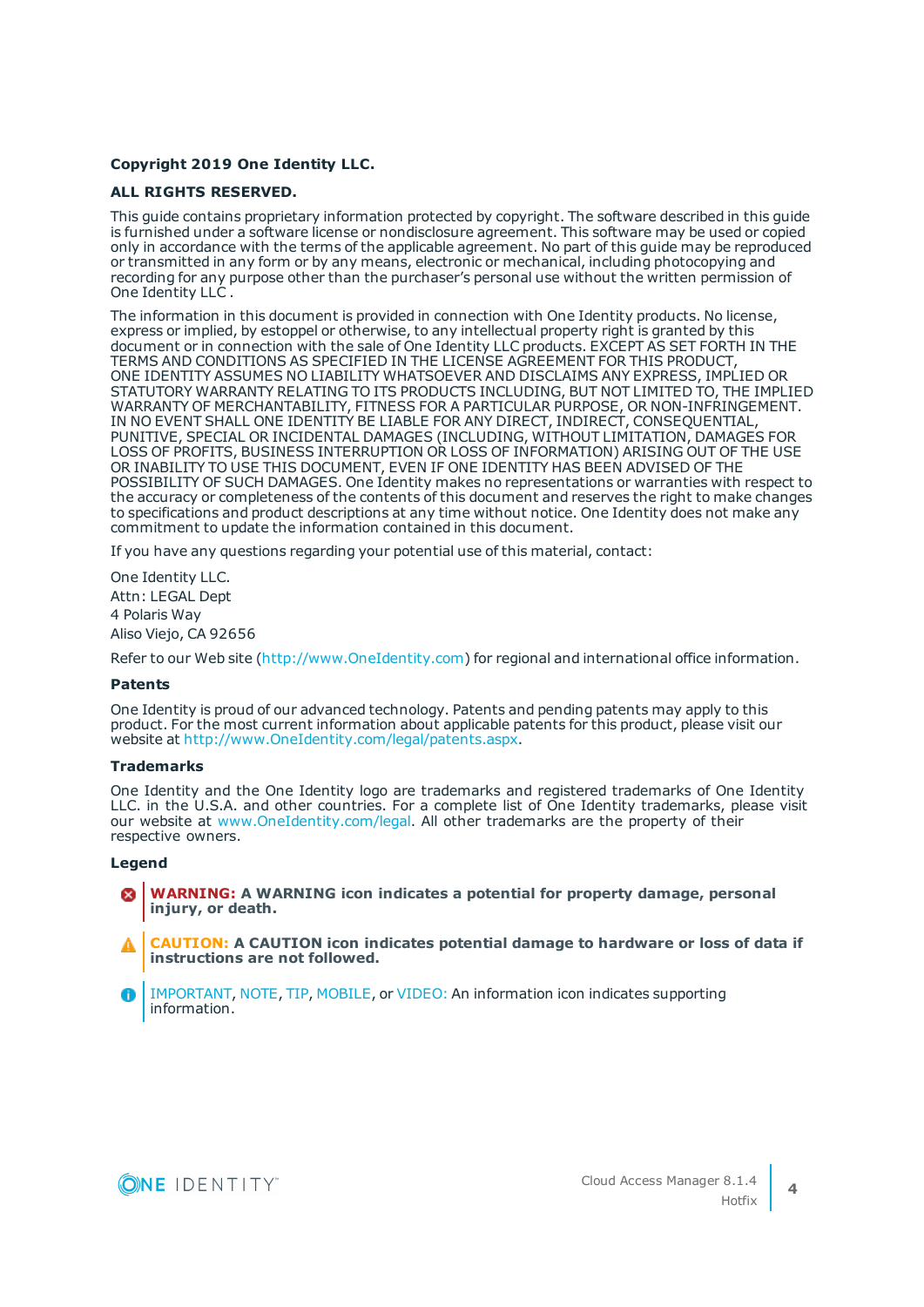**Copyright 2019 One Identity LLC.**

**ALL RIGHTS RESERVED.**

This guide contains proprietary information protected by copyright. The software described in this guide is furnished under a software license or nondisclosure agreement. This software may be used or copied only in accordance with the terms of the applicable agreement. No part of this guide may be reproduced or transmitted in any form or by any means, electronic or mechanical, including photocopying and recording for any purpose other than the purchaser's personal use without the written permission of One Identity LLC .

The information in this document is provided in connection with One Identity products. No license, express or implied, by estoppel or otherwise, to any intellectual property right is granted by this document or in connection with the sale of One Identity LLC products. EXCEPT AS SET FORTH IN THE TERMS AND CONDITIONS AS SPECIFIED IN THE LICENSE AGREEMENT FOR THIS PRODUCT, ONE IDENTITY ASSUMES NO LIABILITY WHATSOEVER AND DISCLAIMS ANY EXPRESS, IMPLIED OR STATUTORY WARRANTY RELATING TO ITS PRODUCTS INCLUDING, BUT NOT LIMITED TO, THE IMPLIED WARRANTY OF MERCHANTABILITY, FITNESS FOR A PARTICULAR PURPOSE, OR NON-INFRINGEMENT. IN NO EVENT SHALL ONE IDENTITY BE LIABLE FOR ANY DIRECT, INDIRECT, CONSEQUENTIAL, PUNITIVE, SPECIAL OR INCIDENTAL DAMAGES (INCLUDING, WITHOUT LIMITATION, DAMAGES FOR LOSS OF PROFITS, BUSINESS INTERRUPTION OR LOSS OF INFORMATION) ARISING OUT OF THE USE OR INABILITY TO USE THIS DOCUMENT, EVEN IF ONE IDENTITY HAS BEEN ADVISED OF THE POSSIBILITY OF SUCH DAMAGES. One Identity makes no representations or warranties with respect to the accuracy or completeness of the contents of this document and reserves the right to make changes to specifications and product descriptions at any time without notice. One Identity does not make any commitment to update the information contained in this document.

If you have any questions regarding your potential use of this material, contact:

One Identity LLC.
Attn: LEGAL Dept
4 Polaris Way
Aliso Viejo, CA 92656

Refer to our Web site (http://www.OneIdentity.com) for regional and international office information.

**Patents**

One Identity is proud of our advanced technology. Patents and pending patents may apply to this product. For the most current information about applicable patents for this product, please visit our website at http://www.OneIdentity.com/legal/patents.aspx.

**Trademarks**

One Identity and the One Identity logo are trademarks and registered trademarks of One Identity LLC. in the U.S.A. and other countries. For a complete list of One Identity trademarks, please visit our website at www.OneIdentity.com/legal. All other trademarks are the property of their respective owners.

**Legend**

**WARNING: A WARNING icon indicates a potential for property damage, personal injury, or death.**

**CAUTION: A CAUTION icon indicates potential damage to hardware or loss of data if instructions are not followed.**

IMPORTANT, NOTE, TIP, MOBILE, or VIDEO: An information icon indicates supporting information.